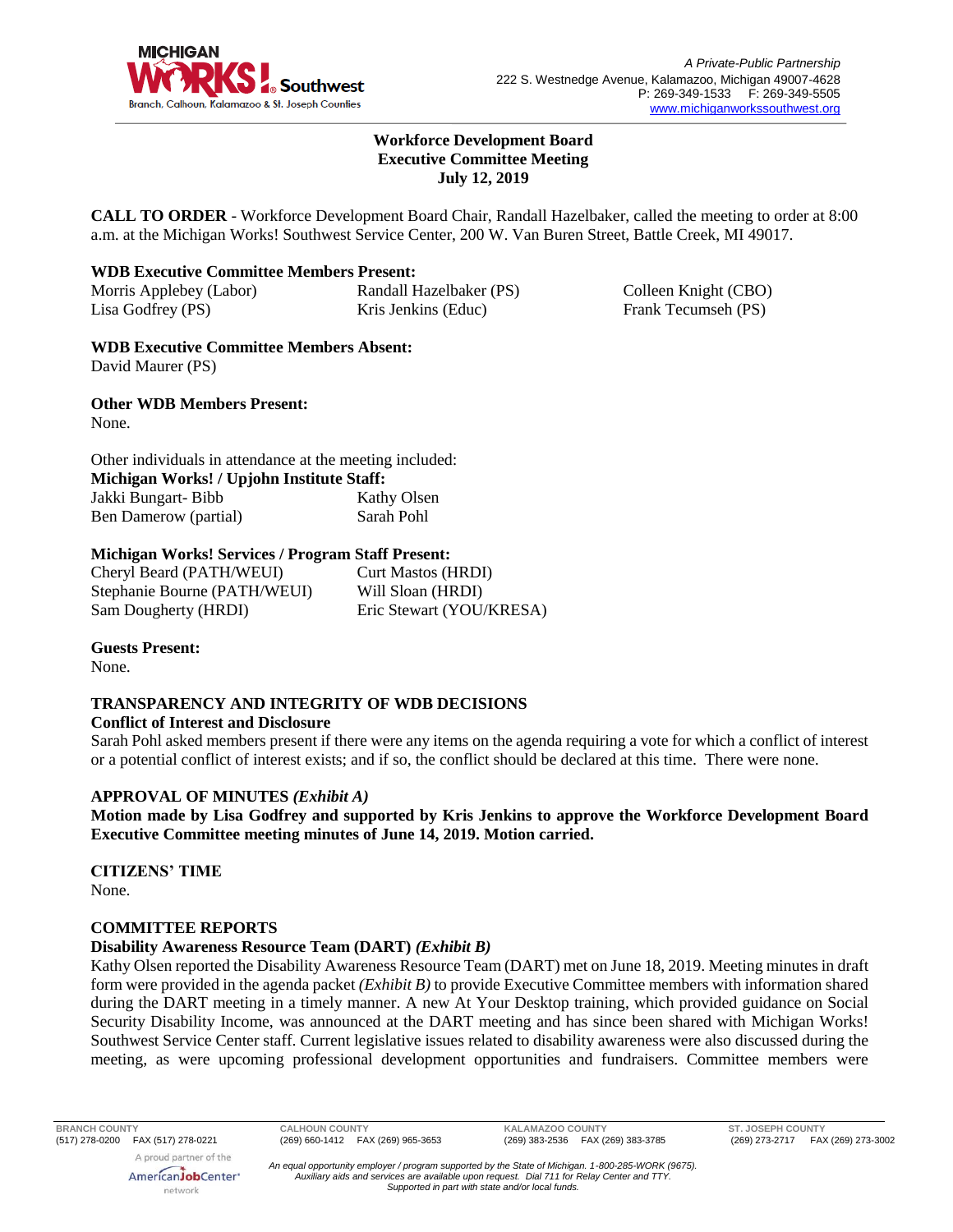**Workforce Development Board**
**Executive Committee Meeting**
**July 12, 2019**

**CALL TO ORDER** - Workforce Development Board Chair, Randall Hazelbaker, called the meeting to order at 8:00 a.m. at the Michigan Works! Southwest Service Center, 200 W. Van Buren Street, Battle Creek, MI 49017.

**WDB Executive Committee Members Present:**

| | | |
|---|---|---|
| Morris Applebey (Labor) | Randall Hazelbaker (PS) | Colleen Knight (CBO) |
| Lisa Godfrey (PS) | Kris Jenkins (Educ) | Frank Tecumseh (PS) |

**WDB Executive Committee Members Absent:**
David Maurer (PS)

**Other WDB Members Present:**
None.

Other individuals in attendance at the meeting included:

**Michigan Works! / Upjohn Institute Staff:**

| | |
|---|---|
| Jakki Bungart- Bibb | Kathy Olsen |
| Ben Damerow (partial) | Sarah Pohl |

**Michigan Works! Services / Program Staff Present:**

| | |
|---|---|
| Cheryl Beard (PATH/WEUI) | Curt Mastos (HRDI) |
| Stephanie Bourne (PATH/WEUI) | Will Sloan (HRDI) |
| Sam Dougherty (HRDI) | Eric Stewart (YOU/KRESA) |

**Guests Present:**
None.

**TRANSPARENCY AND INTEGRITY OF WDB DECISIONS**

**Conflict of Interest and Disclosure**

Sarah Pohl asked members present if there were any items on the agenda requiring a vote for which a conflict of interest or a potential conflict of interest exists; and if so, the conflict should be declared at this time. There were none.

**APPROVAL OF MINUTES** ***(Exhibit A)***

**Motion made by Lisa Godfrey and supported by Kris Jenkins to approve the Workforce Development Board Executive Committee meeting minutes of June 14, 2019. Motion carried.**

**CITIZENS' TIME**
None.

**COMMITTEE REPORTS**

**Disability Awareness Resource Team (DART)** ***(Exhibit B)***

Kathy Olsen reported the Disability Awareness Resource Team (DART) met on June 18, 2019. Meeting minutes in draft form were provided in the agenda packet *(Exhibit B)* to provide Executive Committee members with information shared during the DART meeting in a timely manner. A new At Your Desktop training, which provided guidance on Social Security Disability Income, was announced at the DART meeting and has since been shared with Michigan Works! Southwest Service Center staff. Current legislative issues related to disability awareness were also discussed during the meeting, as were upcoming professional development opportunities and fundraisers. Committee members were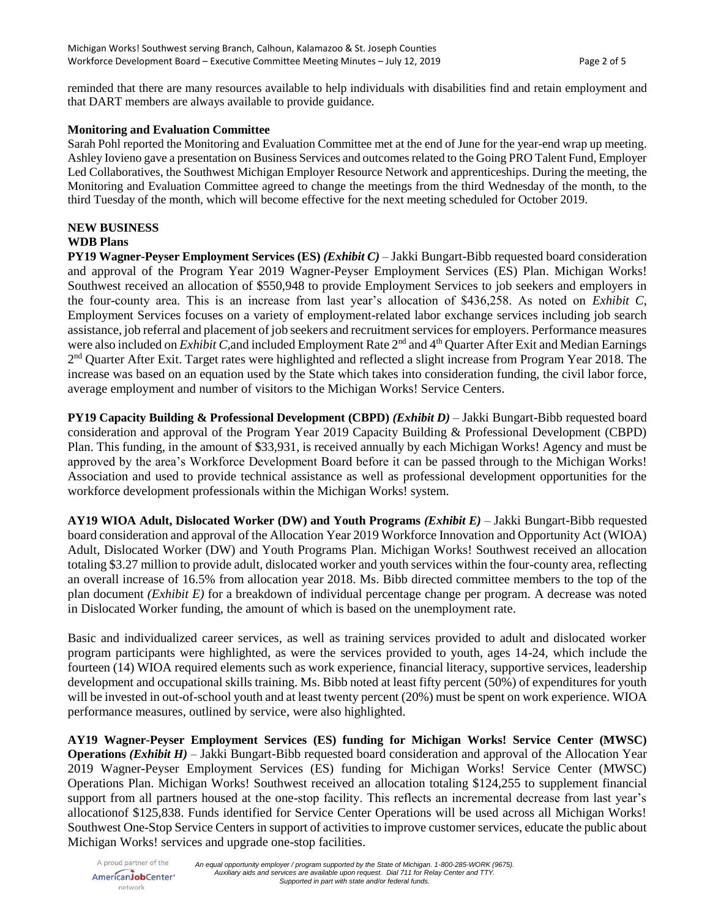reminded that there are many resources available to help individuals with disabilities find and retain employment and that DART members are always available to provide guidance.

**Monitoring and Evaluation Committee**

Sarah Pohl reported the Monitoring and Evaluation Committee met at the end of June for the year-end wrap up meeting. Ashley Iovieno gave a presentation on Business Services and outcomes related to the Going PRO Talent Fund, Employer Led Collaboratives, the Southwest Michigan Employer Resource Network and apprenticeships. During the meeting, the Monitoring and Evaluation Committee agreed to change the meetings from the third Wednesday of the month, to the third Tuesday of the month, which will become effective for the next meeting scheduled for October 2019.

**NEW BUSINESS**

**WDB Plans**

**PY19 Wagner-Peyser Employment Services (ES)** ***(Exhibit C)*** – Jakki Bungart-Bibb requested board consideration and approval of the Program Year 2019 Wagner-Peyser Employment Services (ES) Plan. Michigan Works! Southwest received an allocation of $550,948 to provide Employment Services to job seekers and employers in the four-county area. This is an increase from last year's allocation of $436,258. As noted on *Exhibit C*, Employment Services focuses on a variety of employment-related labor exchange services including job search assistance, job referral and placement of job seekers and recruitment services for employers. Performance measures were also included on *Exhibit C*,and included Employment Rate 2nd and 4th Quarter After Exit and Median Earnings 2nd Quarter After Exit. Target rates were highlighted and reflected a slight increase from Program Year 2018. The increase was based on an equation used by the State which takes into consideration funding, the civil labor force, average employment and number of visitors to the Michigan Works! Service Centers.

**PY19 Capacity Building & Professional Development (CBPD)** ***(Exhibit D)*** – Jakki Bungart-Bibb requested board consideration and approval of the Program Year 2019 Capacity Building & Professional Development (CBPD) Plan. This funding, in the amount of $33,931, is received annually by each Michigan Works! Agency and must be approved by the area's Workforce Development Board before it can be passed through to the Michigan Works! Association and used to provide technical assistance as well as professional development opportunities for the workforce development professionals within the Michigan Works! system.

**AY19 WIOA Adult, Dislocated Worker (DW) and Youth Programs** ***(Exhibit E)*** – Jakki Bungart-Bibb requested board consideration and approval of the Allocation Year 2019 Workforce Innovation and Opportunity Act (WIOA) Adult, Dislocated Worker (DW) and Youth Programs Plan. Michigan Works! Southwest received an allocation totaling $3.27 million to provide adult, dislocated worker and youth services within the four-county area, reflecting an overall increase of 16.5% from allocation year 2018. Ms. Bibb directed committee members to the top of the plan document *(Exhibit E)* for a breakdown of individual percentage change per program. A decrease was noted in Dislocated Worker funding, the amount of which is based on the unemployment rate.

Basic and individualized career services, as well as training services provided to adult and dislocated worker program participants were highlighted, as were the services provided to youth, ages 14-24, which include the fourteen (14) WIOA required elements such as work experience, financial literacy, supportive services, leadership development and occupational skills training. Ms. Bibb noted at least fifty percent (50%) of expenditures for youth will be invested in out-of-school youth and at least twenty percent (20%) must be spent on work experience. WIOA performance measures, outlined by service, were also highlighted.

**AY19 Wagner-Peyser Employment Services (ES) funding for Michigan Works! Service Center (MWSC) Operations** ***(Exhibit H)*** – Jakki Bungart-Bibb requested board consideration and approval of the Allocation Year 2019 Wagner-Peyser Employment Services (ES) funding for Michigan Works! Service Center (MWSC) Operations Plan. Michigan Works! Southwest received an allocation totaling $124,255 to supplement financial support from all partners housed at the one-stop facility. This reflects an incremental decrease from last year's allocationof $125,838. Funds identified for Service Center Operations will be used across all Michigan Works! Southwest One-Stop Service Centers in support of activities to improve customer services, educate the public about Michigan Works! services and upgrade one-stop facilities.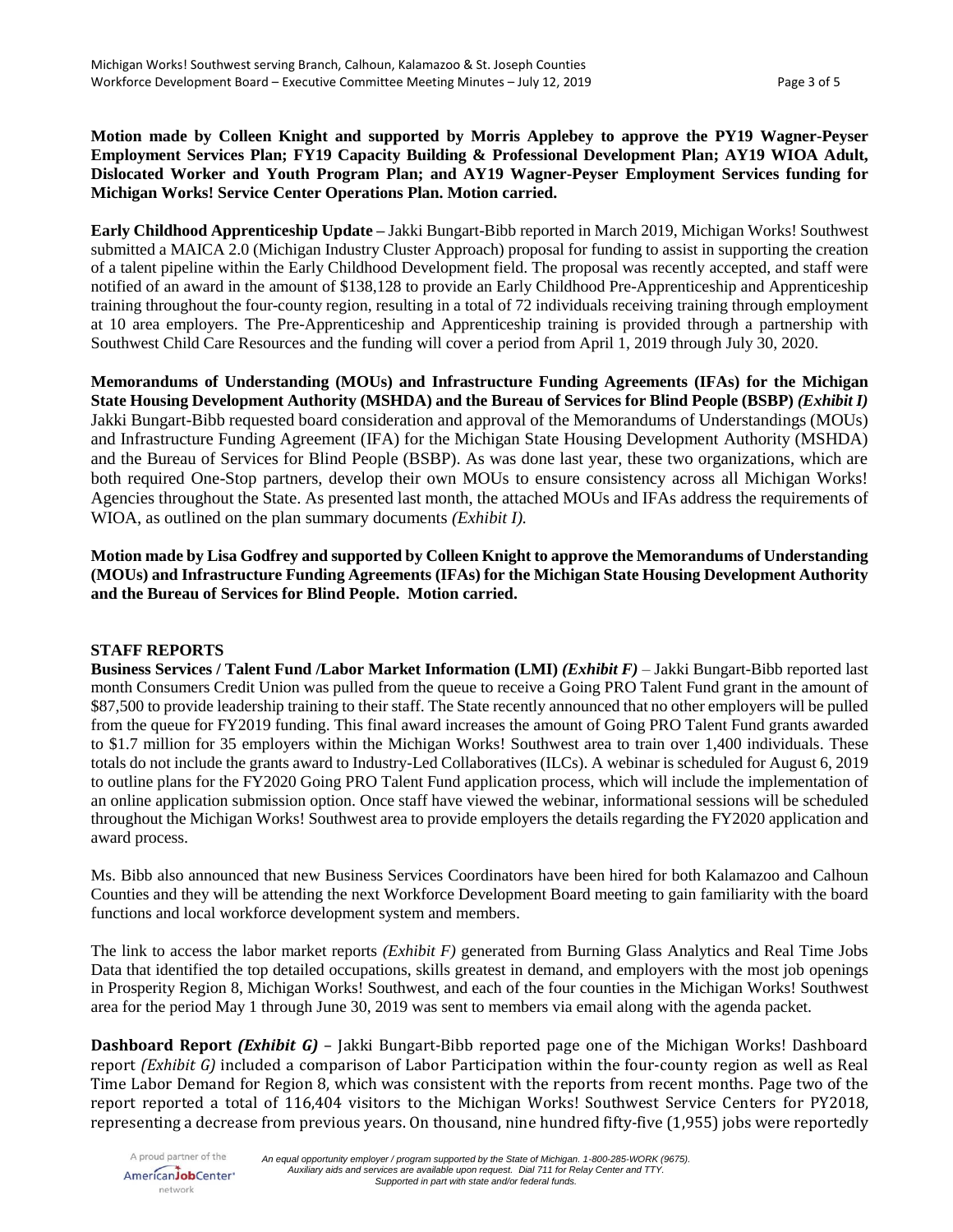**Motion made by Colleen Knight and supported by Morris Applebey to approve the PY19 Wagner-Peyser Employment Services Plan; FY19 Capacity Building & Professional Development Plan; AY19 WIOA Adult, Dislocated Worker and Youth Program Plan; and AY19 Wagner-Peyser Employment Services funding for Michigan Works! Service Center Operations Plan. Motion carried.**

**Early Childhood Apprenticeship Update –** Jakki Bungart-Bibb reported in March 2019, Michigan Works! Southwest submitted a MAICA 2.0 (Michigan Industry Cluster Approach) proposal for funding to assist in supporting the creation of a talent pipeline within the Early Childhood Development field. The proposal was recently accepted, and staff were notified of an award in the amount of $138,128 to provide an Early Childhood Pre-Apprenticeship and Apprenticeship training throughout the four-county region, resulting in a total of 72 individuals receiving training through employment at 10 area employers. The Pre-Apprenticeship and Apprenticeship training is provided through a partnership with Southwest Child Care Resources and the funding will cover a period from April 1, 2019 through July 30, 2020.

**Memorandums of Understanding (MOUs) and Infrastructure Funding Agreements (IFAs) for the Michigan State Housing Development Authority (MSHDA) and the Bureau of Services for Blind People (BSBP)** ***(Exhibit I)*** Jakki Bungart-Bibb requested board consideration and approval of the Memorandums of Understandings (MOUs) and Infrastructure Funding Agreement (IFA) for the Michigan State Housing Development Authority (MSHDA) and the Bureau of Services for Blind People (BSBP). As was done last year, these two organizations, which are both required One-Stop partners, develop their own MOUs to ensure consistency across all Michigan Works! Agencies throughout the State. As presented last month, the attached MOUs and IFAs address the requirements of WIOA, as outlined on the plan summary documents *(Exhibit I).*

**Motion made by Lisa Godfrey and supported by Colleen Knight to approve the Memorandums of Understanding (MOUs) and Infrastructure Funding Agreements (IFAs) for the Michigan State Housing Development Authority and the Bureau of Services for Blind People. Motion carried.**

**STAFF REPORTS**

**Business Services / Talent Fund /Labor Market Information (LMI)** ***(Exhibit F)*** – Jakki Bungart-Bibb reported last month Consumers Credit Union was pulled from the queue to receive a Going PRO Talent Fund grant in the amount of $87,500 to provide leadership training to their staff. The State recently announced that no other employers will be pulled from the queue for FY2019 funding. This final award increases the amount of Going PRO Talent Fund grants awarded to $1.7 million for 35 employers within the Michigan Works! Southwest area to train over 1,400 individuals. These totals do not include the grants award to Industry-Led Collaboratives (ILCs). A webinar is scheduled for August 6, 2019 to outline plans for the FY2020 Going PRO Talent Fund application process, which will include the implementation of an online application submission option. Once staff have viewed the webinar, informational sessions will be scheduled throughout the Michigan Works! Southwest area to provide employers the details regarding the FY2020 application and award process.

Ms. Bibb also announced that new Business Services Coordinators have been hired for both Kalamazoo and Calhoun Counties and they will be attending the next Workforce Development Board meeting to gain familiarity with the board functions and local workforce development system and members.

The link to access the labor market reports *(Exhibit F)* generated from Burning Glass Analytics and Real Time Jobs Data that identified the top detailed occupations, skills greatest in demand, and employers with the most job openings in Prosperity Region 8, Michigan Works! Southwest, and each of the four counties in the Michigan Works! Southwest area for the period May 1 through June 30, 2019 was sent to members via email along with the agenda packet.

**Dashboard Report** ***(Exhibit G)*** – Jakki Bungart-Bibb reported page one of the Michigan Works! Dashboard report *(Exhibit G)* included a comparison of Labor Participation within the four-county region as well as Real Time Labor Demand for Region 8, which was consistent with the reports from recent months. Page two of the report reported a total of 116,404 visitors to the Michigan Works! Southwest Service Centers for PY2018, representing a decrease from previous years. On thousand, nine hundred fifty-five (1,955) jobs were reportedly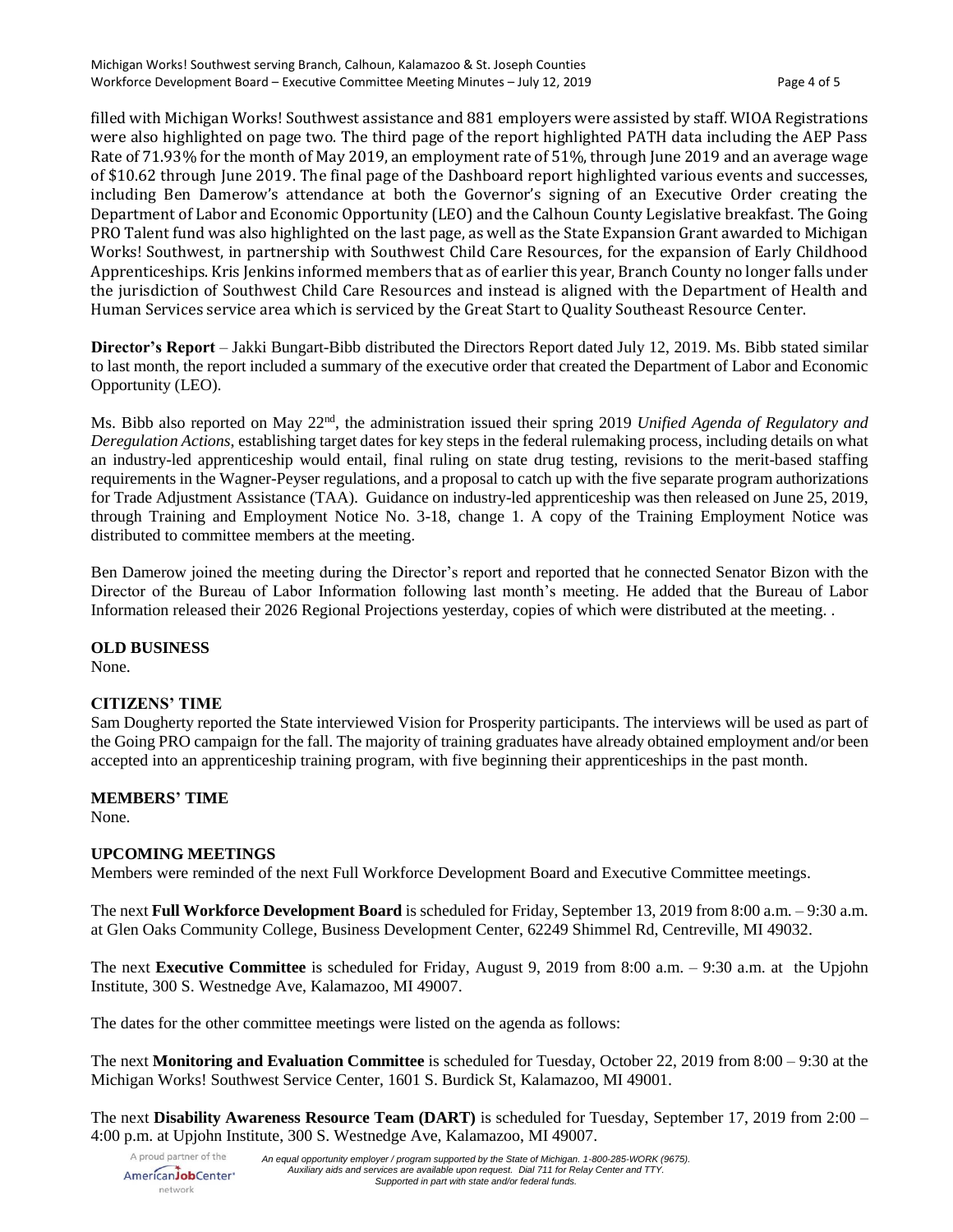filled with Michigan Works! Southwest assistance and 881 employers were assisted by staff. WIOA Registrations were also highlighted on page two. The third page of the report highlighted PATH data including the AEP Pass Rate of 71.93% for the month of May 2019, an employment rate of 51%, through June 2019 and an average wage of $10.62 through June 2019. The final page of the Dashboard report highlighted various events and successes, including Ben Damerow's attendance at both the Governor's signing of an Executive Order creating the Department of Labor and Economic Opportunity (LEO) and the Calhoun County Legislative breakfast. The Going PRO Talent fund was also highlighted on the last page, as well as the State Expansion Grant awarded to Michigan Works! Southwest, in partnership with Southwest Child Care Resources, for the expansion of Early Childhood Apprenticeships. Kris Jenkins informed members that as of earlier this year, Branch County no longer falls under the jurisdiction of Southwest Child Care Resources and instead is aligned with the Department of Health and Human Services service area which is serviced by the Great Start to Quality Southeast Resource Center.

**Director's Report** – Jakki Bungart-Bibb distributed the Directors Report dated July 12, 2019. Ms. Bibb stated similar to last month, the report included a summary of the executive order that created the Department of Labor and Economic Opportunity (LEO).

Ms. Bibb also reported on May 22nd, the administration issued their spring 2019 *Unified Agenda of Regulatory and Deregulation Actions*, establishing target dates for key steps in the federal rulemaking process, including details on what an industry-led apprenticeship would entail, final ruling on state drug testing, revisions to the merit-based staffing requirements in the Wagner-Peyser regulations, and a proposal to catch up with the five separate program authorizations for Trade Adjustment Assistance (TAA). Guidance on industry-led apprenticeship was then released on June 25, 2019, through Training and Employment Notice No. 3-18, change 1. A copy of the Training Employment Notice was distributed to committee members at the meeting.

Ben Damerow joined the meeting during the Director's report and reported that he connected Senator Bizon with the Director of the Bureau of Labor Information following last month's meeting. He added that the Bureau of Labor Information released their 2026 Regional Projections yesterday, copies of which were distributed at the meeting. .

**OLD BUSINESS**

None.

**CITIZENS' TIME**

Sam Dougherty reported the State interviewed Vision for Prosperity participants. The interviews will be used as part of the Going PRO campaign for the fall. The majority of training graduates have already obtained employment and/or been accepted into an apprenticeship training program, with five beginning their apprenticeships in the past month.

**MEMBERS' TIME**

None.

**UPCOMING MEETINGS**

Members were reminded of the next Full Workforce Development Board and Executive Committee meetings.

The next **Full Workforce Development Board** is scheduled for Friday, September 13, 2019 from 8:00 a.m. – 9:30 a.m. at Glen Oaks Community College, Business Development Center, 62249 Shimmel Rd, Centreville, MI 49032.

The next **Executive Committee** is scheduled for Friday, August 9, 2019 from 8:00 a.m. – 9:30 a.m. at the Upjohn Institute, 300 S. Westnedge Ave, Kalamazoo, MI 49007.

The dates for the other committee meetings were listed on the agenda as follows:

The next **Monitoring and Evaluation Committee** is scheduled for Tuesday, October 22, 2019 from 8:00 – 9:30 at the Michigan Works! Southwest Service Center, 1601 S. Burdick St, Kalamazoo, MI 49001.

The next **Disability Awareness Resource Team (DART)** is scheduled for Tuesday, September 17, 2019 from 2:00 – 4:00 p.m. at Upjohn Institute, 300 S. Westnedge Ave, Kalamazoo, MI 49007.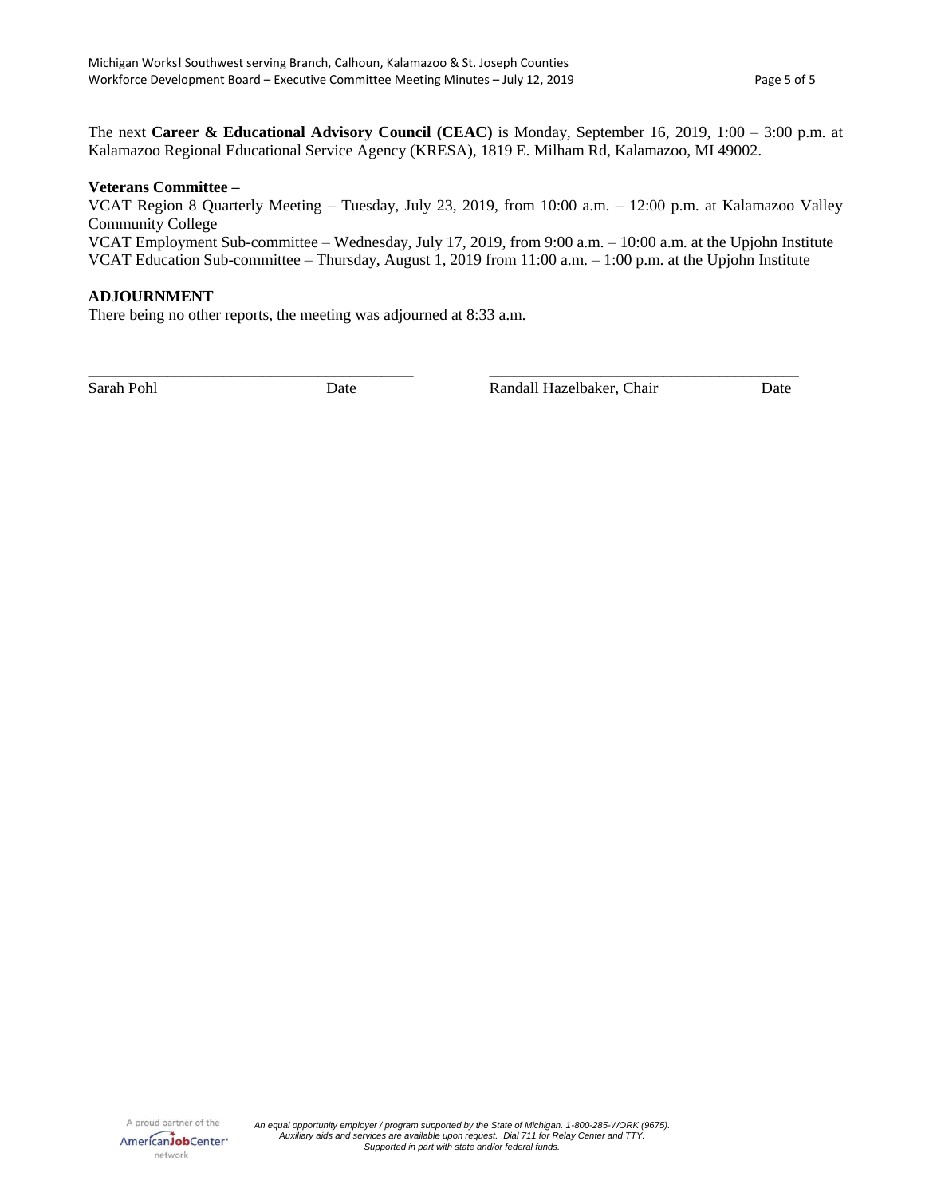The next **Career & Educational Advisory Council (CEAC)** is Monday, September 16, 2019, 1:00 – 3:00 p.m. at Kalamazoo Regional Educational Service Agency (KRESA), 1819 E. Milham Rd, Kalamazoo, MI 49002.

**Veterans Committee –**
VCAT Region 8 Quarterly Meeting – Tuesday, July 23, 2019, from 10:00 a.m. – 12:00 p.m. at Kalamazoo Valley Community College
VCAT Employment Sub-committee – Wednesday, July 17, 2019, from 9:00 a.m. – 10:00 a.m. at the Upjohn Institute
VCAT Education Sub-committee – Thursday, August 1, 2019 from 11:00 a.m. – 1:00 p.m. at the Upjohn Institute

**ADJOURNMENT**
There being no other reports, the meeting was adjourned at 8:33 a.m.

\_\_\_\_\_\_\_\_\_\_\_\_\_\_\_\_\_\_\_\_\_\_\_\_\_\_\_\_\_\_\_\_\_\_\_\_\_\_\_\_\_ \_\_\_\_\_\_\_\_\_\_\_\_\_\_\_\_\_\_\_\_\_\_\_\_\_\_\_\_\_\_\_\_\_\_\_\_\_\_\_\_\_

Sarah Pohl Date Randall Hazelbaker, Chair Date

A proud partner of the AmericanJobCenter network

*An equal opportunity employer / program supported by the State of Michigan. 1-800-285-WORK (9675). Auxiliary aids and services are available upon request. Dial 711 for Relay Center and TTY. Supported in part with state and/or federal funds.*